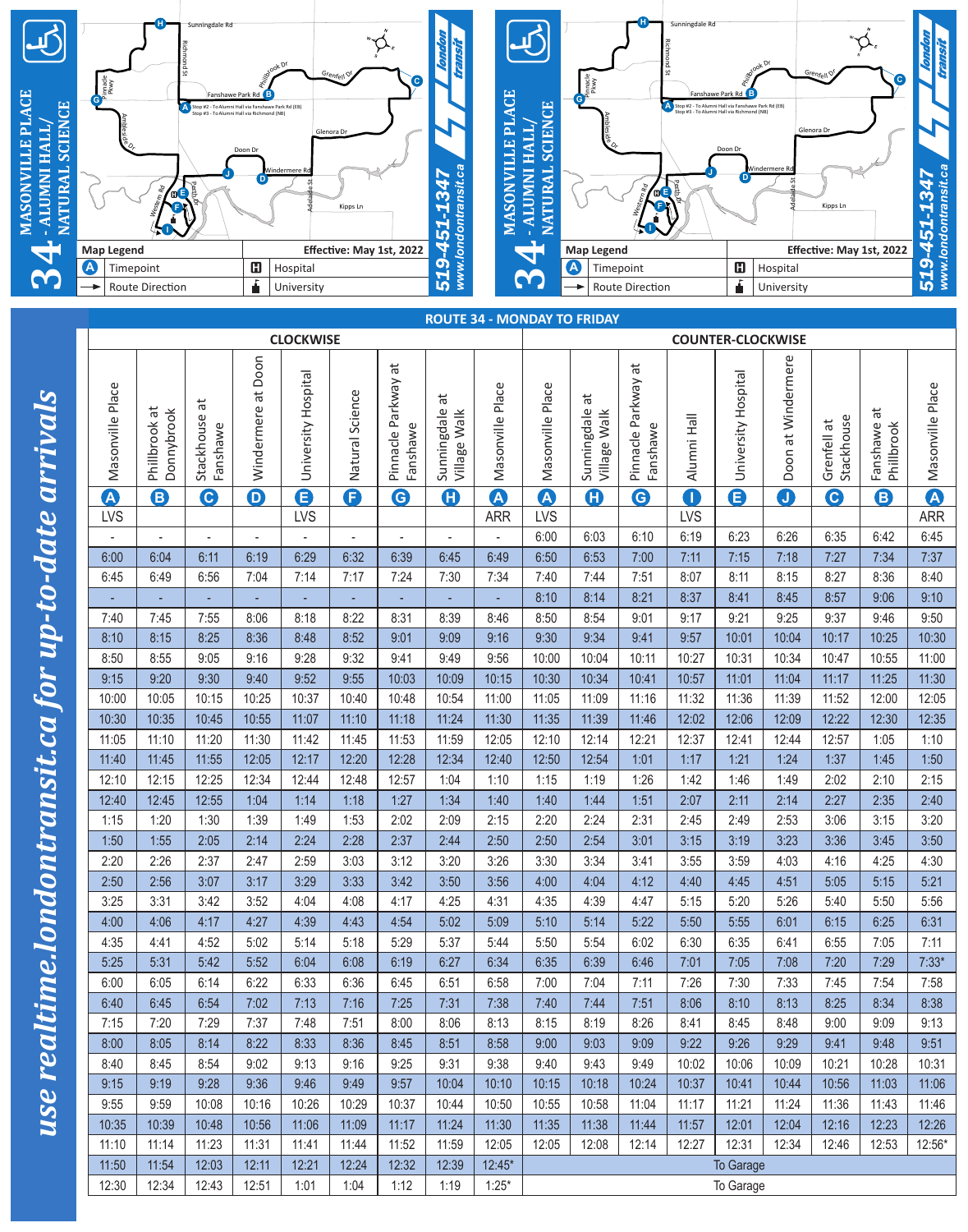# 34 - MASONVILLE PLACE - ALUMNI HALL/ NATURAL SCIENCE

london transit
519-451-1347
www.londontransit.ca

Stop #2 - To Alumni Hall via Fanshawe Park Rd (EB)
Stop #3 - To Alumni Hall via Richmond (NB)

**Map Legend** — Effective: May 1st, 2022

- A Timepoint
- H Hospital
- → Route Direction
- University

*use realtime.londontransit.ca for up-to-date arrivals*

## ROUTE 34 - MONDAY TO FRIDAY

| CLOCKWISE | | | | | | | | | COUNTER-CLOCKWISE | | | | | | | | |
|---|---|---|---|---|---|---|---|---|---|---|---|---|---|---|---|---|---|
| Masonville Place | Phillbrook at Donnybrook | Stackhouse at Fanshawe | Windermere at Doon | University Hospital | Natural Science | Pinnacle Parkway at Fanshawe | Sunningdale at Village Walk | Masonville Place | Masonville Place | Sunningdale at Village Walk | Pinnacle Parkway at Fanshawe | Alumni Hall | University Hospital | Doon at Windermere | Grenfell at Stackhouse | Fanshawe at Phillbrook | Masonville Place |
| A | B | C | D | E | F | G | H | A | A | H | G | I | E | J | C | B | A |
| LVS | | | | LVS | | | | ARR | LVS | | | LVS | | | | | ARR |
| - | - | - | - | - | - | - | - | - | 6:00 | 6:03 | 6:10 | 6:19 | 6:23 | 6:26 | 6:35 | 6:42 | 6:45 |
| 6:00 | 6:04 | 6:11 | 6:19 | 6:29 | 6:32 | 6:39 | 6:45 | 6:49 | 6:50 | 6:53 | 7:00 | 7:11 | 7:15 | 7:18 | 7:27 | 7:34 | 7:37 |
| 6:45 | 6:49 | 6:56 | 7:04 | 7:14 | 7:17 | 7:24 | 7:30 | 7:34 | 7:40 | 7:44 | 7:51 | 8:07 | 8:11 | 8:15 | 8:27 | 8:36 | 8:40 |
| - | - | - | - | - | - | - | - | - | 8:10 | 8:14 | 8:21 | 8:37 | 8:41 | 8:45 | 8:57 | 9:06 | 9:10 |
| 7:40 | 7:45 | 7:55 | 8:06 | 8:18 | 8:22 | 8:31 | 8:39 | 8:46 | 8:50 | 8:54 | 9:01 | 9:17 | 9:21 | 9:25 | 9:37 | 9:46 | 9:50 |
| 8:10 | 8:15 | 8:25 | 8:36 | 8:48 | 8:52 | 9:01 | 9:09 | 9:16 | 9:30 | 9:34 | 9:41 | 9:57 | 10:01 | 10:04 | 10:17 | 10:25 | 10:30 |
| 8:50 | 8:55 | 9:05 | 9:16 | 9:28 | 9:32 | 9:41 | 9:49 | 9:56 | 10:00 | 10:04 | 10:11 | 10:27 | 10:31 | 10:34 | 10:47 | 10:55 | 11:00 |
| 9:15 | 9:20 | 9:30 | 9:40 | 9:52 | 9:55 | 10:03 | 10:09 | 10:15 | 10:30 | 10:34 | 10:41 | 10:57 | 11:01 | 11:04 | 11:17 | 11:25 | 11:30 |
| 10:00 | 10:05 | 10:15 | 10:25 | 10:37 | 10:40 | 10:48 | 10:54 | 11:00 | 11:05 | 11:09 | 11:16 | 11:32 | 11:36 | 11:39 | 11:52 | 12:00 | 12:05 |
| 10:30 | 10:35 | 10:45 | 10:55 | 11:07 | 11:10 | 11:18 | 11:24 | 11:30 | 11:35 | 11:39 | 11:46 | 12:02 | 12:06 | 12:09 | 12:22 | 12:30 | 12:35 |
| 11:05 | 11:10 | 11:20 | 11:30 | 11:42 | 11:45 | 11:53 | 11:59 | 12:05 | 12:10 | 12:14 | 12:21 | 12:37 | 12:41 | 12:44 | 12:57 | 1:05 | 1:10 |
| 11:40 | 11:45 | 11:55 | 12:05 | 12:17 | 12:20 | 12:28 | 12:34 | 12:40 | 12:50 | 12:54 | 1:01 | 1:17 | 1:21 | 1:24 | 1:37 | 1:45 | 1:50 |
| 12:10 | 12:15 | 12:25 | 12:34 | 12:44 | 12:48 | 12:57 | 1:04 | 1:10 | 1:15 | 1:19 | 1:26 | 1:42 | 1:46 | 1:49 | 2:02 | 2:10 | 2:15 |
| 12:40 | 12:45 | 12:55 | 1:04 | 1:14 | 1:18 | 1:27 | 1:34 | 1:40 | 1:40 | 1:44 | 1:51 | 2:07 | 2:11 | 2:14 | 2:27 | 2:35 | 2:40 |
| 1:15 | 1:20 | 1:30 | 1:39 | 1:49 | 1:53 | 2:02 | 2:09 | 2:15 | 2:20 | 2:24 | 2:31 | 2:45 | 2:49 | 2:53 | 3:06 | 3:15 | 3:20 |
| 1:50 | 1:55 | 2:05 | 2:14 | 2:24 | 2:28 | 2:37 | 2:44 | 2:50 | 2:50 | 2:54 | 3:01 | 3:15 | 3:19 | 3:23 | 3:36 | 3:45 | 3:50 |
| 2:20 | 2:26 | 2:37 | 2:47 | 2:59 | 3:03 | 3:12 | 3:20 | 3:26 | 3:30 | 3:34 | 3:41 | 3:55 | 3:59 | 4:03 | 4:16 | 4:25 | 4:30 |
| 2:50 | 2:56 | 3:07 | 3:17 | 3:29 | 3:33 | 3:42 | 3:50 | 3:56 | 4:00 | 4:04 | 4:12 | 4:40 | 4:45 | 4:51 | 5:05 | 5:15 | 5:21 |
| 3:25 | 3:31 | 3:42 | 3:52 | 4:04 | 4:08 | 4:17 | 4:25 | 4:31 | 4:35 | 4:39 | 4:47 | 5:15 | 5:20 | 5:26 | 5:40 | 5:50 | 5:56 |
| 4:00 | 4:06 | 4:17 | 4:27 | 4:39 | 4:43 | 4:54 | 5:02 | 5:09 | 5:10 | 5:14 | 5:22 | 5:50 | 5:55 | 6:01 | 6:15 | 6:25 | 6:31 |
| 4:35 | 4:41 | 4:52 | 5:02 | 5:14 | 5:18 | 5:29 | 5:37 | 5:44 | 5:50 | 5:54 | 6:02 | 6:30 | 6:35 | 6:41 | 6:55 | 7:05 | 7:11 |
| 5:25 | 5:31 | 5:42 | 5:52 | 6:04 | 6:08 | 6:19 | 6:27 | 6:34 | 6:35 | 6:39 | 6:46 | 7:01 | 7:05 | 7:08 | 7:20 | 7:29 | 7:33* |
| 6:00 | 6:05 | 6:14 | 6:22 | 6:33 | 6:36 | 6:45 | 6:51 | 6:58 | 7:00 | 7:04 | 7:11 | 7:26 | 7:30 | 7:33 | 7:45 | 7:54 | 7:58 |
| 6:40 | 6:45 | 6:54 | 7:02 | 7:13 | 7:16 | 7:25 | 7:31 | 7:38 | 7:40 | 7:44 | 7:51 | 8:06 | 8:10 | 8:13 | 8:25 | 8:34 | 8:38 |
| 7:15 | 7:20 | 7:29 | 7:37 | 7:48 | 7:51 | 8:00 | 8:06 | 8:13 | 8:15 | 8:19 | 8:26 | 8:41 | 8:45 | 8:48 | 9:00 | 9:09 | 9:13 |
| 8:00 | 8:05 | 8:14 | 8:22 | 8:33 | 8:36 | 8:45 | 8:51 | 8:58 | 9:00 | 9:03 | 9:09 | 9:22 | 9:26 | 9:29 | 9:41 | 9:48 | 9:51 |
| 8:40 | 8:45 | 8:54 | 9:02 | 9:13 | 9:16 | 9:25 | 9:31 | 9:38 | 9:40 | 9:43 | 9:49 | 10:02 | 10:06 | 10:09 | 10:21 | 10:28 | 10:31 |
| 9:15 | 9:19 | 9:28 | 9:36 | 9:46 | 9:49 | 9:57 | 10:04 | 10:10 | 10:15 | 10:18 | 10:24 | 10:37 | 10:41 | 10:44 | 10:56 | 11:03 | 11:06 |
| 9:55 | 9:59 | 10:08 | 10:16 | 10:26 | 10:29 | 10:37 | 10:44 | 10:50 | 10:55 | 10:58 | 11:04 | 11:17 | 11:21 | 11:24 | 11:36 | 11:43 | 11:46 |
| 10:35 | 10:39 | 10:48 | 10:56 | 11:06 | 11:09 | 11:17 | 11:24 | 11:30 | 11:35 | 11:38 | 11:44 | 11:57 | 12:01 | 12:04 | 12:16 | 12:23 | 12:26 |
| 11:10 | 11:14 | 11:23 | 11:31 | 11:41 | 11:44 | 11:52 | 11:59 | 12:05 | 12:05 | 12:08 | 12:14 | 12:27 | 12:31 | 12:34 | 12:46 | 12:53 | 12:56* |
| 11:50 | 11:54 | 12:03 | 12:11 | 12:21 | 12:24 | 12:32 | 12:39 | 12:45* | To Garage | | | | | | | | |
| 12:30 | 12:34 | 12:43 | 12:51 | 1:01 | 1:04 | 1:12 | 1:19 | 1:25* | To Garage | | | | | | | | |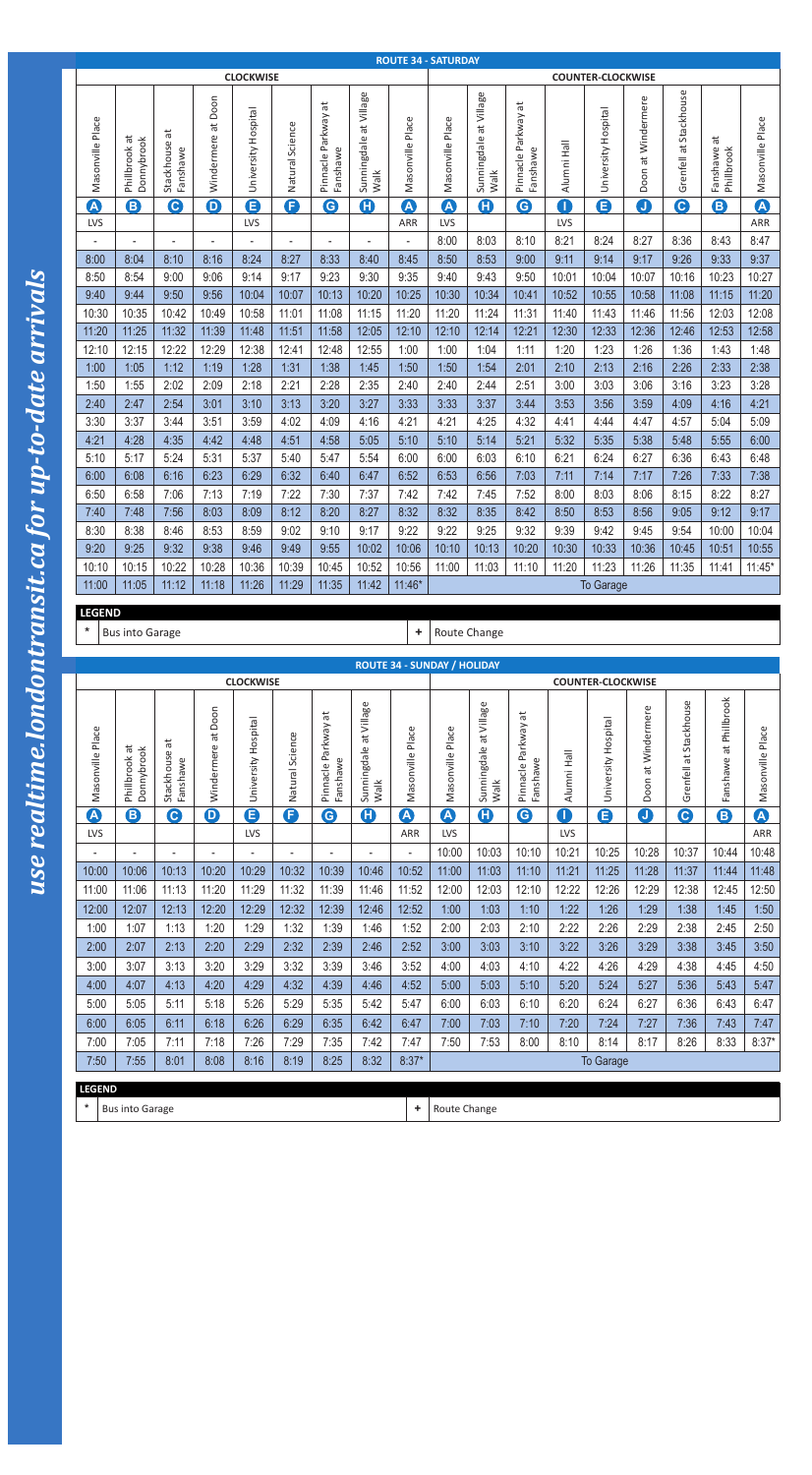## ROUTE 34 - SATURDAY

| CLOCKWISE | | | | | | | | | COUNTER-CLOCKWISE | | | | | | | | | |
|---|---|---|---|---|---|---|---|---|---|---|---|---|---|---|---|---|---|---|
| Masonville Place | Phillbrook at Donnybrook | Stackhouse at Fanshawe | Windermere at Doon | University Hospital | Natural Science | Pinnacle Parkway at Fanshawe | Sunningdale at Village Walk | Masonville Place | Masonville Place | Sunningdale at Village Walk | Pinnacle Parkway at Fanshawe | Alumni Hall | University Hospital | Doon at Windermere | Grenfell at Stackhouse | Fanshawe at Phillbrook | Masonville Place |
| A | B | C | D | E | F | G | H | A | A | H | G | I | E | J | C | B | A |
| LVS | | | | LVS | | | | ARR | LVS | | | LVS | | | | | ARR |
| - | - | - | - | - | - | - | - | - | 8:00 | 8:03 | 8:10 | 8:21 | 8:24 | 8:27 | 8:36 | 8:43 | 8:47 |
| 8:00 | 8:04 | 8:10 | 8:16 | 8:24 | 8:27 | 8:33 | 8:40 | 8:45 | 8:50 | 8:53 | 9:00 | 9:11 | 9:14 | 9:17 | 9:26 | 9:33 | 9:37 |
| 8:50 | 8:54 | 9:00 | 9:06 | 9:14 | 9:17 | 9:23 | 9:30 | 9:35 | 9:40 | 9:43 | 9:50 | 10:01 | 10:04 | 10:07 | 10:16 | 10:23 | 10:27 |
| 9:40 | 9:44 | 9:50 | 9:56 | 10:04 | 10:07 | 10:13 | 10:20 | 10:25 | 10:30 | 10:34 | 10:41 | 10:52 | 10:55 | 10:58 | 11:08 | 11:15 | 11:20 |
| 10:30 | 10:35 | 10:42 | 10:49 | 10:58 | 11:01 | 11:08 | 11:15 | 11:20 | 11:20 | 11:24 | 11:31 | 11:40 | 11:43 | 11:46 | 11:56 | 12:03 | 12:08 |
| 11:20 | 11:25 | 11:32 | 11:39 | 11:48 | 11:51 | 11:58 | 12:05 | 12:10 | 12:10 | 12:14 | 12:21 | 12:30 | 12:33 | 12:36 | 12:46 | 12:53 | 12:58 |
| 12:10 | 12:15 | 12:22 | 12:29 | 12:38 | 12:41 | 12:48 | 12:55 | 1:00 | 1:00 | 1:04 | 1:11 | 1:20 | 1:23 | 1:26 | 1:36 | 1:43 | 1:48 |
| 1:00 | 1:05 | 1:12 | 1:19 | 1:28 | 1:31 | 1:38 | 1:45 | 1:50 | 1:50 | 1:54 | 2:01 | 2:10 | 2:13 | 2:16 | 2:26 | 2:33 | 2:38 |
| 1:50 | 1:55 | 2:02 | 2:09 | 2:18 | 2:21 | 2:28 | 2:35 | 2:40 | 2:40 | 2:44 | 2:51 | 3:00 | 3:03 | 3:06 | 3:16 | 3:23 | 3:28 |
| 2:40 | 2:47 | 2:54 | 3:01 | 3:10 | 3:13 | 3:20 | 3:27 | 3:33 | 3:33 | 3:37 | 3:44 | 3:53 | 3:56 | 3:59 | 4:09 | 4:16 | 4:21 |
| 3:30 | 3:37 | 3:44 | 3:51 | 3:59 | 4:02 | 4:09 | 4:16 | 4:21 | 4:21 | 4:25 | 4:32 | 4:41 | 4:44 | 4:47 | 4:57 | 5:04 | 5:09 |
| 4:21 | 4:28 | 4:35 | 4:42 | 4:48 | 4:51 | 4:58 | 5:05 | 5:10 | 5:10 | 5:14 | 5:21 | 5:32 | 5:35 | 5:38 | 5:48 | 5:55 | 6:00 |
| 5:10 | 5:17 | 5:24 | 5:31 | 5:37 | 5:40 | 5:47 | 5:54 | 6:00 | 6:00 | 6:03 | 6:10 | 6:21 | 6:24 | 6:27 | 6:36 | 6:43 | 6:48 |
| 6:00 | 6:08 | 6:16 | 6:23 | 6:29 | 6:32 | 6:40 | 6:47 | 6:52 | 6:53 | 6:56 | 7:03 | 7:11 | 7:14 | 7:17 | 7:26 | 7:33 | 7:38 |
| 6:50 | 6:58 | 7:06 | 7:13 | 7:19 | 7:22 | 7:30 | 7:37 | 7:42 | 7:42 | 7:45 | 7:52 | 8:00 | 8:03 | 8:06 | 8:15 | 8:22 | 8:27 |
| 7:40 | 7:48 | 7:56 | 8:03 | 8:09 | 8:12 | 8:20 | 8:27 | 8:32 | 8:32 | 8:35 | 8:42 | 8:50 | 8:53 | 8:56 | 9:05 | 9:12 | 9:17 |
| 8:30 | 8:38 | 8:46 | 8:53 | 8:59 | 9:02 | 9:10 | 9:17 | 9:22 | 9:22 | 9:25 | 9:32 | 9:39 | 9:42 | 9:45 | 9:54 | 10:00 | 10:04 |
| 9:20 | 9:25 | 9:32 | 9:38 | 9:46 | 9:49 | 9:55 | 10:02 | 10:06 | 10:10 | 10:13 | 10:20 | 10:30 | 10:33 | 10:36 | 10:45 | 10:51 | 10:55 |
| 10:10 | 10:15 | 10:22 | 10:28 | 10:36 | 10:39 | 10:45 | 10:52 | 10:56 | 11:00 | 11:03 | 11:10 | 11:20 | 11:23 | 11:26 | 11:35 | 11:41 | 11:45* |
| 11:00 | 11:05 | 11:12 | 11:18 | 11:26 | 11:29 | 11:35 | 11:42 | 11:46* | | | | | To Garage | | | | |

**LEGEND**

| | | | |
|---|---|---|---|
| * | Bus into Garage | + | Route Change |

## ROUTE 34 - SUNDAY / HOLIDAY

| CLOCKWISE | | | | | | | | | COUNTER-CLOCKWISE | | | | | | | | | |
|---|---|---|---|---|---|---|---|---|---|---|---|---|---|---|---|---|---|---|
| Masonville Place | Phillbrook at Donnybrook | Stackhouse at Fanshawe | Windermere at Doon | University Hospital | Natural Science | Pinnacle Parkway at Fanshawe | Sunningdale at Village Walk | Masonville Place | Masonville Place | Sunningdale at Village Walk | Pinnacle Parkway at Fanshawe | Alumni Hall | University Hospital | Doon at Windermere | Grenfell at Stackhouse | Fanshawe at Phillbrook | Masonville Place |
| A | B | C | D | E | F | G | H | A | A | H | G | I | E | J | C | B | A |
| LVS | | | | LVS | | | | ARR | LVS | | | LVS | | | | | ARR |
| - | - | - | - | - | - | - | - | - | 10:00 | 10:03 | 10:10 | 10:21 | 10:25 | 10:28 | 10:37 | 10:44 | 10:48 |
| 10:00 | 10:06 | 10:13 | 10:20 | 10:29 | 10:32 | 10:39 | 10:46 | 10:52 | 11:00 | 11:03 | 11:10 | 11:21 | 11:25 | 11:28 | 11:37 | 11:44 | 11:48 |
| 11:00 | 11:06 | 11:13 | 11:20 | 11:29 | 11:32 | 11:39 | 11:46 | 11:52 | 12:00 | 12:03 | 12:10 | 12:22 | 12:26 | 12:29 | 12:38 | 12:45 | 12:50 |
| 12:00 | 12:07 | 12:13 | 12:20 | 12:29 | 12:32 | 12:39 | 12:46 | 12:52 | 1:00 | 1:03 | 1:10 | 1:22 | 1:26 | 1:29 | 1:38 | 1:45 | 1:50 |
| 1:00 | 1:07 | 1:13 | 1:20 | 1:29 | 1:32 | 1:39 | 1:46 | 1:52 | 2:00 | 2:03 | 2:10 | 2:22 | 2:26 | 2:29 | 2:38 | 2:45 | 2:50 |
| 2:00 | 2:07 | 2:13 | 2:20 | 2:29 | 2:32 | 2:39 | 2:46 | 2:52 | 3:00 | 3:03 | 3:10 | 3:22 | 3:26 | 3:29 | 3:38 | 3:45 | 3:50 |
| 3:00 | 3:07 | 3:13 | 3:20 | 3:29 | 3:32 | 3:39 | 3:46 | 3:52 | 4:00 | 4:03 | 4:10 | 4:22 | 4:26 | 4:29 | 4:38 | 4:45 | 4:50 |
| 4:00 | 4:07 | 4:13 | 4:20 | 4:29 | 4:32 | 4:39 | 4:46 | 4:52 | 5:00 | 5:03 | 5:10 | 5:20 | 5:24 | 5:27 | 5:36 | 5:43 | 5:47 |
| 5:00 | 5:05 | 5:11 | 5:18 | 5:26 | 5:29 | 5:35 | 5:42 | 5:47 | 6:00 | 6:03 | 6:10 | 6:20 | 6:24 | 6:27 | 6:36 | 6:43 | 6:47 |
| 6:00 | 6:05 | 6:11 | 6:18 | 6:26 | 6:29 | 6:35 | 6:42 | 6:47 | 7:00 | 7:03 | 7:10 | 7:20 | 7:24 | 7:27 | 7:36 | 7:43 | 7:47 |
| 7:00 | 7:05 | 7:11 | 7:18 | 7:26 | 7:29 | 7:35 | 7:42 | 7:47 | 7:50 | 7:53 | 8:00 | 8:10 | 8:14 | 8:17 | 8:26 | 8:33 | 8:37* |
| 7:50 | 7:55 | 8:01 | 8:08 | 8:16 | 8:19 | 8:25 | 8:32 | 8:37* | | | | | To Garage | | | | |

**LEGEND**

| | | | |
|---|---|---|---|
| * | Bus into Garage | + | Route Change |

*use realtime.londontransit.ca for up-to-date arrivals*